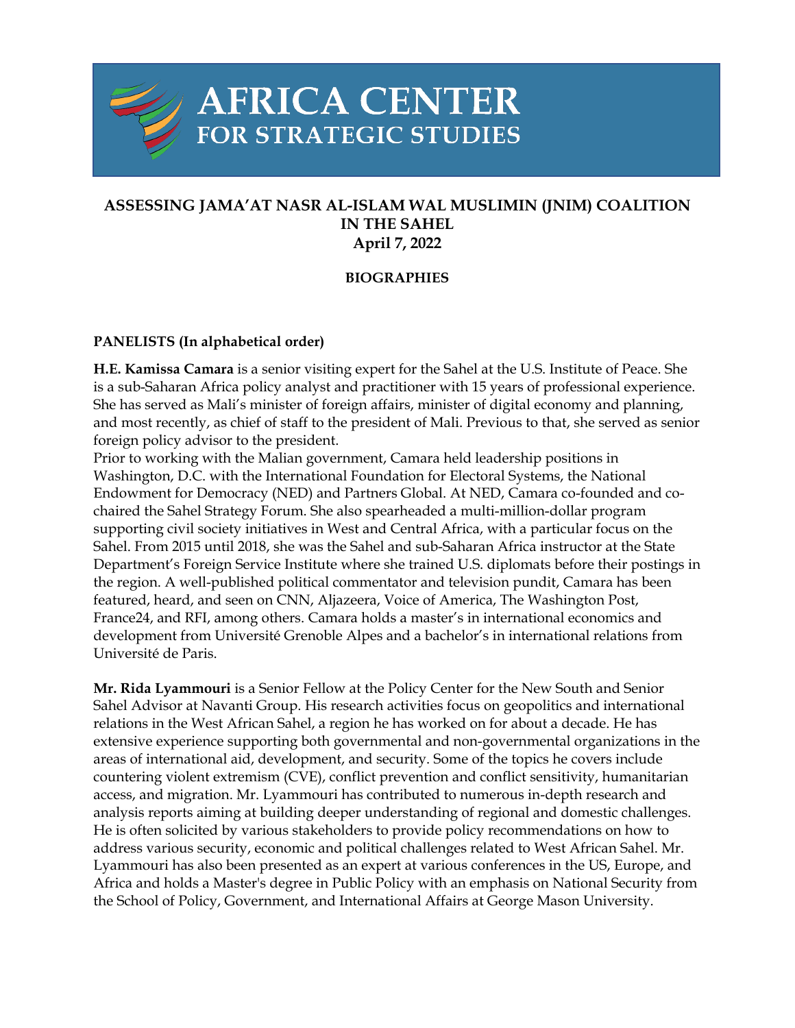# AFRICA CENTER FOR STRATEGIC STUDIES

## ASSESSING JAMA'AT NASR AL-ISLAM WAL MUSLIMIN (JNIM) COALITION IN THE SAHEL

**April 7, 2022**

### BIOGRAPHIES

**PANELISTS (In alphabetical order)**

**H.E. Kamissa Camara** is a senior visiting expert for the Sahel at the U.S. Institute of Peace. She is a sub-Saharan Africa policy analyst and practitioner with 15 years of professional experience. She has served as Mali's minister of foreign affairs, minister of digital economy and planning, and most recently, as chief of staff to the president of Mali. Previous to that, she served as senior foreign policy advisor to the president.

Prior to working with the Malian government, Camara held leadership positions in Washington, D.C. with the International Foundation for Electoral Systems, the National Endowment for Democracy (NED) and Partners Global. At NED, Camara co-founded and co-chaired the Sahel Strategy Forum. She also spearheaded a multi-million-dollar program supporting civil society initiatives in West and Central Africa, with a particular focus on the Sahel. From 2015 until 2018, she was the Sahel and sub-Saharan Africa instructor at the State Department's Foreign Service Institute where she trained U.S. diplomats before their postings in the region. A well-published political commentator and television pundit, Camara has been featured, heard, and seen on CNN, Aljazeera, Voice of America, The Washington Post, France24, and RFI, among others. Camara holds a master's in international economics and development from Université Grenoble Alpes and a bachelor's in international relations from Université de Paris.

**Mr. Rida Lyammouri** is a Senior Fellow at the Policy Center for the New South and Senior Sahel Advisor at Navanti Group. His research activities focus on geopolitics and international relations in the West African Sahel, a region he has worked on for about a decade. He has extensive experience supporting both governmental and non-governmental organizations in the areas of international aid, development, and security. Some of the topics he covers include countering violent extremism (CVE), conflict prevention and conflict sensitivity, humanitarian access, and migration. Mr. Lyammouri has contributed to numerous in-depth research and analysis reports aiming at building deeper understanding of regional and domestic challenges. He is often solicited by various stakeholders to provide policy recommendations on how to address various security, economic and political challenges related to West African Sahel. Mr. Lyammouri has also been presented as an expert at various conferences in the US, Europe, and Africa and holds a Master's degree in Public Policy with an emphasis on National Security from the School of Policy, Government, and International Affairs at George Mason University.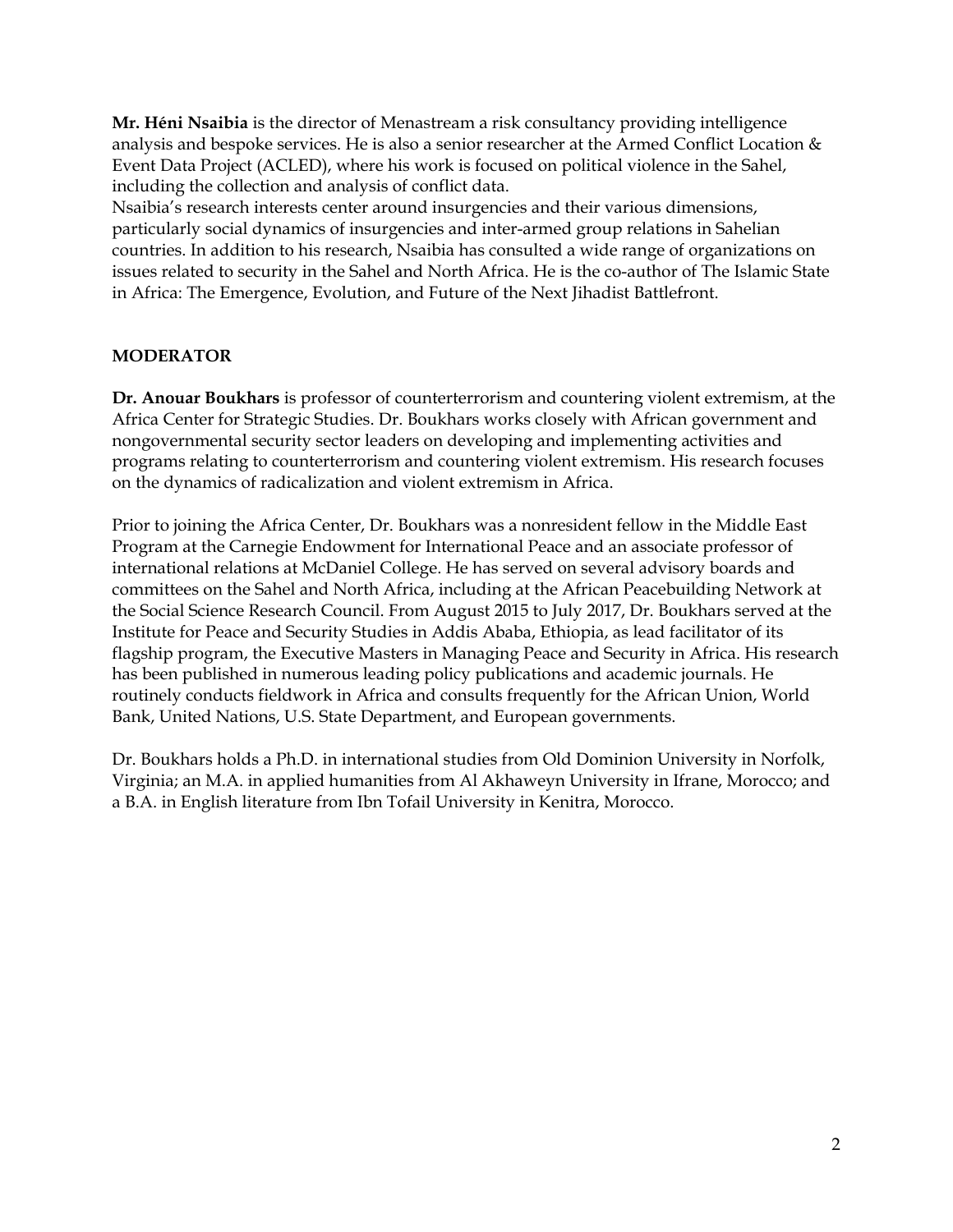**Mr. Héni Nsaibia** is the director of Menastream a risk consultancy providing intelligence analysis and bespoke services. He is also a senior researcher at the Armed Conflict Location & Event Data Project (ACLED), where his work is focused on political violence in the Sahel, including the collection and analysis of conflict data.
Nsaibia's research interests center around insurgencies and their various dimensions, particularly social dynamics of insurgencies and inter-armed group relations in Sahelian countries. In addition to his research, Nsaibia has consulted a wide range of organizations on issues related to security in the Sahel and North Africa. He is the co-author of The Islamic State in Africa: The Emergence, Evolution, and Future of the Next Jihadist Battlefront.

**MODERATOR**

**Dr. Anouar Boukhars** is professor of counterterrorism and countering violent extremism, at the Africa Center for Strategic Studies. Dr. Boukhars works closely with African government and nongovernmental security sector leaders on developing and implementing activities and programs relating to counterterrorism and countering violent extremism. His research focuses on the dynamics of radicalization and violent extremism in Africa.

Prior to joining the Africa Center, Dr. Boukhars was a nonresident fellow in the Middle East Program at the Carnegie Endowment for International Peace and an associate professor of international relations at McDaniel College. He has served on several advisory boards and committees on the Sahel and North Africa, including at the African Peacebuilding Network at the Social Science Research Council. From August 2015 to July 2017, Dr. Boukhars served at the Institute for Peace and Security Studies in Addis Ababa, Ethiopia, as lead facilitator of its flagship program, the Executive Masters in Managing Peace and Security in Africa. His research has been published in numerous leading policy publications and academic journals. He routinely conducts fieldwork in Africa and consults frequently for the African Union, World Bank, United Nations, U.S. State Department, and European governments.

Dr. Boukhars holds a Ph.D. in international studies from Old Dominion University in Norfolk, Virginia; an M.A. in applied humanities from Al Akhaweyn University in Ifrane, Morocco; and a B.A. in English literature from Ibn Tofail University in Kenitra, Morocco.